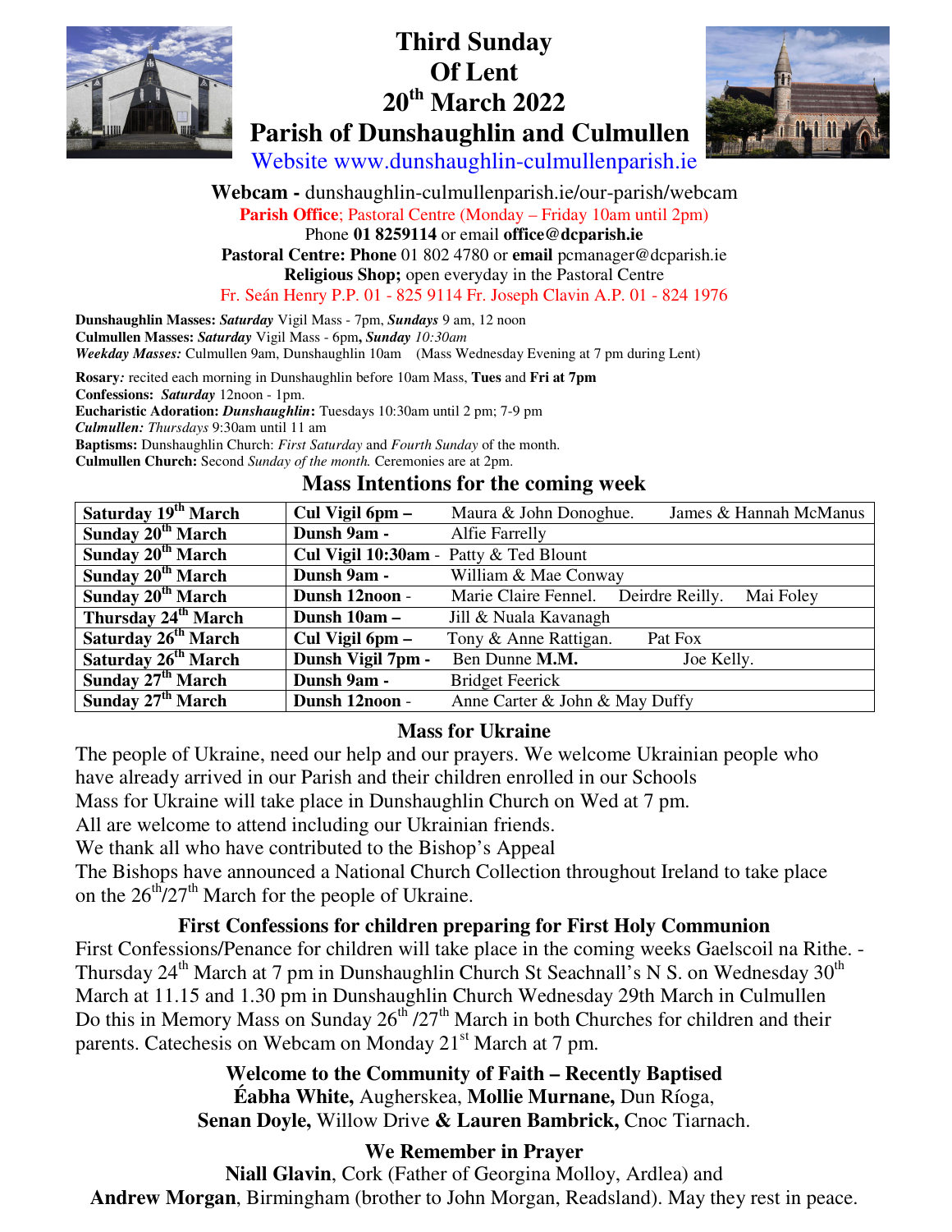# Third Sunday Of Lent 20th March 2022

# Parish of Dunshaughlin and Culmullen

Website www.dunshaughlin-culmullenparish.ie

**Webcam -** dunshaughlin-culmullenparish.ie/our-parish/webcam

**Parish Office**; Pastoral Centre (Monday – Friday 10am until 2pm)

Phone **01 8259114** or email **office@dcparish.ie**

**Pastoral Centre: Phone** 01 802 4780 or **email** pcmanager@dcparish.ie

**Religious Shop;** open everyday in the Pastoral Centre

Fr. Seán Henry P.P. 01 - 825 9114 Fr. Joseph Clavin A.P. 01 - 824 1976

**Dunshaughlin Masses:** ***Saturday*** Vigil Mass - 7pm, ***Sundays*** 9 am, 12 noon
**Culmullen Masses:** ***Saturday*** Vigil Mass - 6pm**,** ***Sunday*** *10:30am*
***Weekday Masses:*** Culmullen 9am, Dunshaughlin 10am (Mass Wednesday Evening at 7 pm during Lent)

**Rosary***:* recited each morning in Dunshaughlin before 10am Mass, **Tues** and **Fri at 7pm**
**Confessions:** ***Saturday*** 12noon - 1pm.
**Eucharistic Adoration:** ***Dunshaughlin*:** Tuesdays 10:30am until 2 pm; 7-9 pm
***Culmullen:*** *Thursdays* 9:30am until 11 am
**Baptisms:** Dunshaughlin Church: *First Saturday* and *Fourth Sunday* of the month.
**Culmullen Church:** Second *Sunday of the month.* Ceremonies are at 2pm.

## Mass Intentions for the coming week

| | | |
|---|---|---|
| **Saturday 19th March** | **Cul Vigil 6pm –** | Maura & John Donoghue. James & Hannah McManus |
| **Sunday 20th March** | **Dunsh 9am -** | Alfie Farrelly |
| **Sunday 20th March** | **Cul Vigil 10:30am -** | Patty & Ted Blount |
| **Sunday 20th March** | **Dunsh 9am -** | William & Mae Conway |
| **Sunday 20th March** | **Dunsh 12noon -** | Marie Claire Fennel. Deirdre Reilly. Mai Foley |
| **Thursday 24th March** | **Dunsh 10am –** | Jill & Nuala Kavanagh |
| **Saturday 26th March** | **Cul Vigil 6pm –** | Tony & Anne Rattigan. Pat Fox |
| **Saturday 26th March** | **Dunsh Vigil 7pm -** | Ben Dunne **M.M.** Joe Kelly. |
| **Sunday 27th March** | **Dunsh 9am -** | Bridget Feerick |
| **Sunday 27th March** | **Dunsh 12noon -** | Anne Carter & John & May Duffy |

### Mass for Ukraine

The people of Ukraine, need our help and our prayers. We welcome Ukrainian people who have already arrived in our Parish and their children enrolled in our Schools
Mass for Ukraine will take place in Dunshaughlin Church on Wed at 7 pm.
All are welcome to attend including our Ukrainian friends.
We thank all who have contributed to the Bishop's Appeal
The Bishops have announced a National Church Collection throughout Ireland to take place on the 26th/27th March for the people of Ukraine.

### First Confessions for children preparing for First Holy Communion

First Confessions/Penance for children will take place in the coming weeks Gaelscoil na Rithe. - Thursday 24th March at 7 pm in Dunshaughlin Church St Seachnall's N S. on Wednesday 30th March at 11.15 and 1.30 pm in Dunshaughlin Church Wednesday 29th March in Culmullen
Do this in Memory Mass on Sunday 26th /27th March in both Churches for children and their parents. Catechesis on Webcam on Monday 21st March at 7 pm.

### Welcome to the Community of Faith – Recently Baptised

**Éabha White,** Augherskea, **Mollie Murnane,** Dun Ríoga,
**Senan Doyle,** Willow Drive **& Lauren Bambrick,** Cnoc Tiarnach.

### We Remember in Prayer

**Niall Glavin**, Cork (Father of Georgina Molloy, Ardlea) and
**Andrew Morgan**, Birmingham (brother to John Morgan, Readsland). May they rest in peace.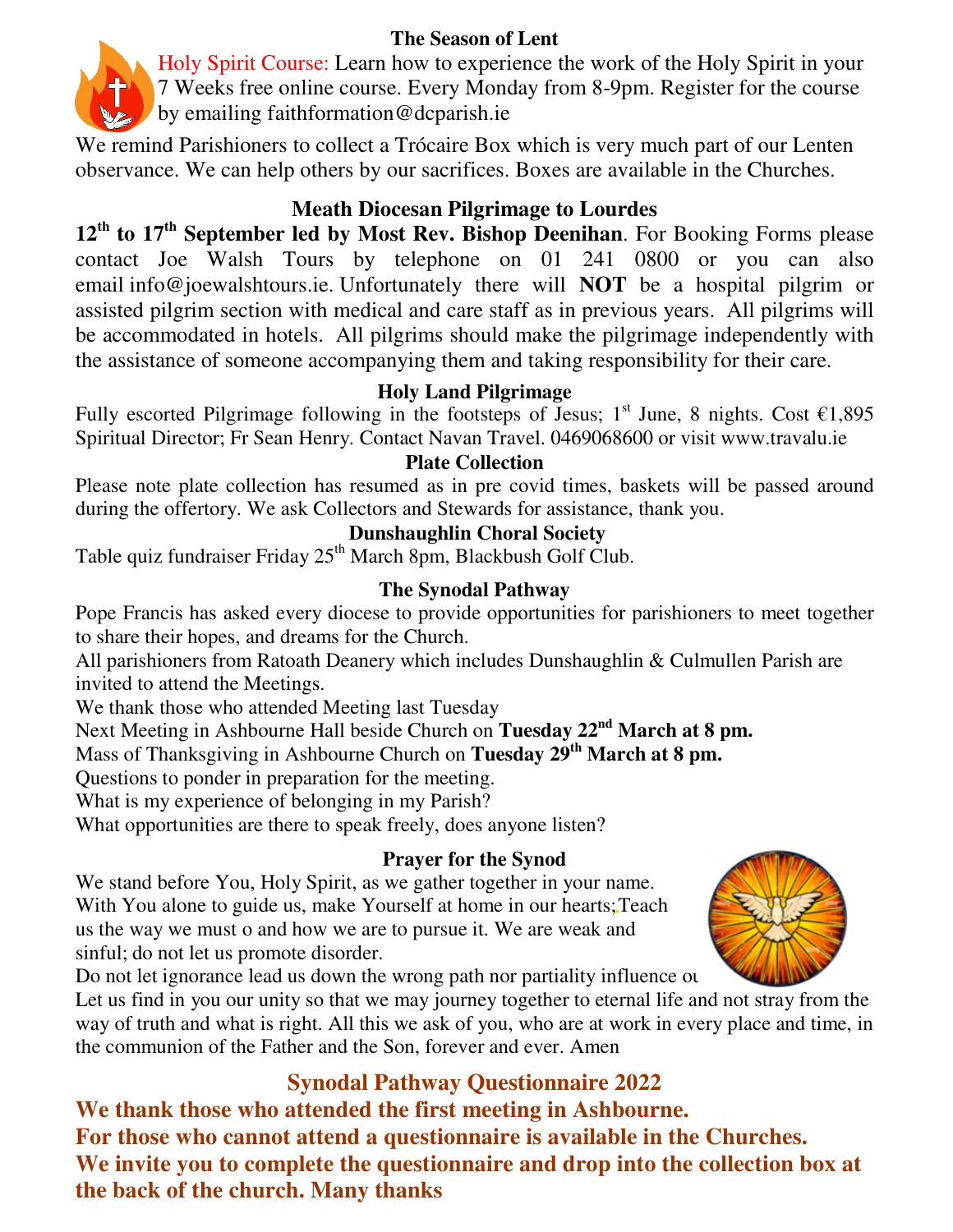## The Season of Lent

Holy Spirit Course: Learn how to experience the work of the Holy Spirit in your 7 Weeks free online course. Every Monday from 8-9pm. Register for the course by emailing faithformation@dcparish.ie

We remind Parishioners to collect a Trócaire Box which is very much part of our Lenten observance. We can help others by our sacrifices. Boxes are available in the Churches.

## Meath Diocesan Pilgrimage to Lourdes

**12th to 17th September led by Most Rev. Bishop Deenihan**. For Booking Forms please contact Joe Walsh Tours by telephone on 01 241 0800 or you can also email info@joewalshtours.ie. Unfortunately there will **NOT** be a hospital pilgrim or assisted pilgrim section with medical and care staff as in previous years. All pilgrims will be accommodated in hotels. All pilgrims should make the pilgrimage independently with the assistance of someone accompanying them and taking responsibility for their care.

## Holy Land Pilgrimage

Fully escorted Pilgrimage following in the footsteps of Jesus; 1st June, 8 nights. Cost €1,895 Spiritual Director; Fr Sean Henry. Contact Navan Travel. 0469068600 or visit www.travalu.ie

## Plate Collection

Please note plate collection has resumed as in pre covid times, baskets will be passed around during the offertory. We ask Collectors and Stewards for assistance, thank you.

## Dunshaughlin Choral Society

Table quiz fundraiser Friday 25th March 8pm, Blackbush Golf Club.

## The Synodal Pathway

Pope Francis has asked every diocese to provide opportunities for parishioners to meet together to share their hopes, and dreams for the Church.

All parishioners from Ratoath Deanery which includes Dunshaughlin & Culmullen Parish are invited to attend the Meetings.

We thank those who attended Meeting last Tuesday

Next Meeting in Ashbourne Hall beside Church on **Tuesday 22nd March at 8 pm.**

Mass of Thanksgiving in Ashbourne Church on **Tuesday 29th March at 8 pm.**

Questions to ponder in preparation for the meeting.

What is my experience of belonging in my Parish?

What opportunities are there to speak freely, does anyone listen?

## Prayer for the Synod

We stand before You, Holy Spirit, as we gather together in your name. With You alone to guide us, make Yourself at home in our hearts; Teach us the way we must o and how we are to pursue it. We are weak and sinful; do not let us promote disorder.

Do not let ignorance lead us down the wrong path nor partiality influence ou

Let us find in you our unity so that we may journey together to eternal life and not stray from the way of truth and what is right. All this we ask of you, who are at work in every place and time, in the communion of the Father and the Son, forever and ever. Amen

## Synodal Pathway Questionnaire 2022

**We thank those who attended the first meeting in Ashbourne.**
**For those who cannot attend a questionnaire is available in the Churches.**
**We invite you to complete the questionnaire and drop into the collection box at the back of the church. Many thanks**